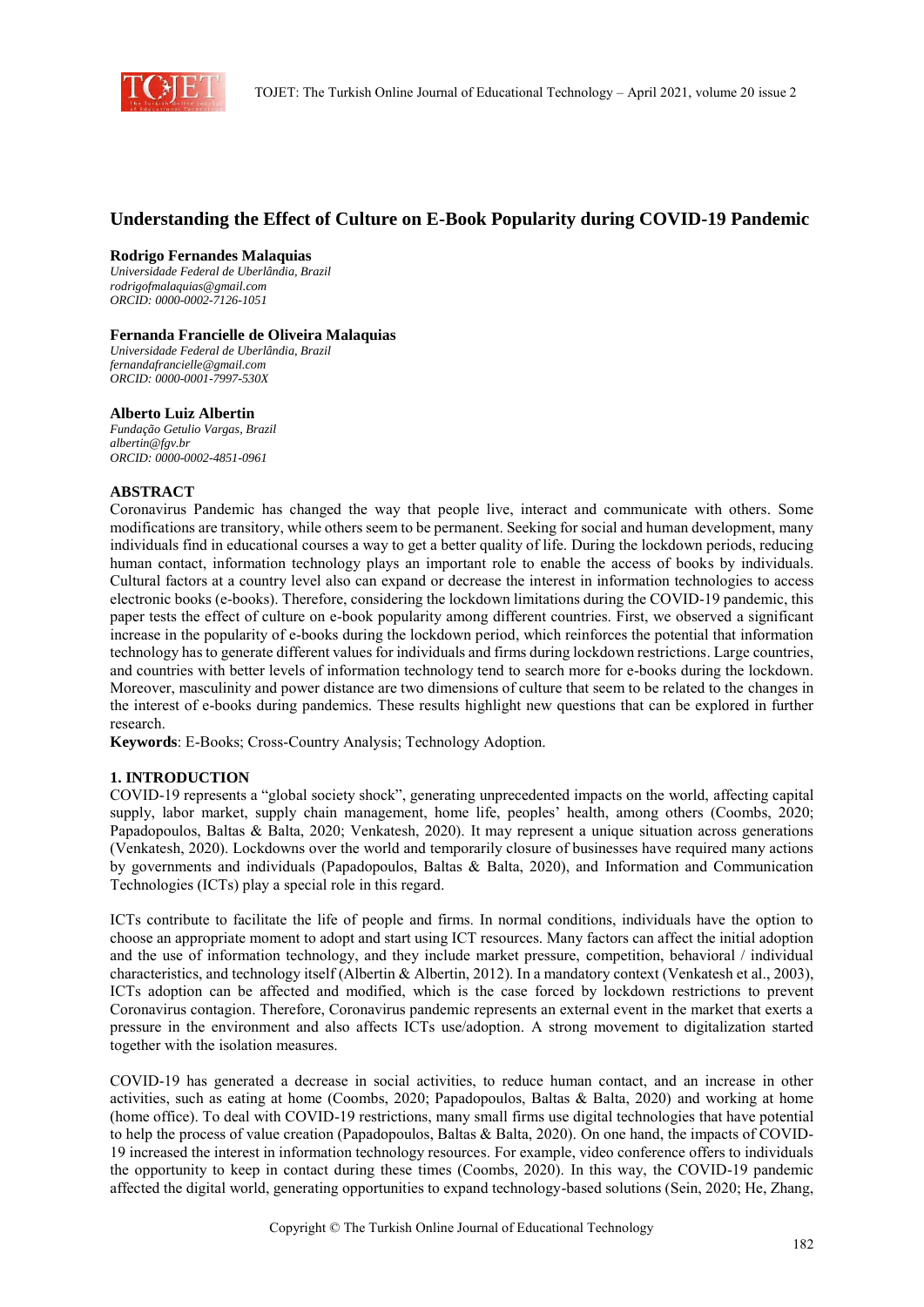# Understanding the Effect of Culture on E-Book Popularity during COVID-19 Pandemic

**Rodrigo Fernandes Malaquias**
*Universidade Federal de Uberlândia, Brazil*
*rodrigofmalaquias@gmail.com*
*ORCID: 0000-0002-7126-1051*

**Fernanda Francielle de Oliveira Malaquias**
*Universidade Federal de Uberlândia, Brazil*
*fernandafrancielle@gmail.com*
*ORCID: 0000-0001-7997-530X*

**Alberto Luiz Albertin**
*Fundação Getulio Vargas, Brazil*
*albertin@fgv.br*
*ORCID: 0000-0002-4851-0961*

## ABSTRACT

Coronavirus Pandemic has changed the way that people live, interact and communicate with others. Some modifications are transitory, while others seem to be permanent. Seeking for social and human development, many individuals find in educational courses a way to get a better quality of life. During the lockdown periods, reducing human contact, information technology plays an important role to enable the access of books by individuals. Cultural factors at a country level also can expand or decrease the interest in information technologies to access electronic books (e-books). Therefore, considering the lockdown limitations during the COVID-19 pandemic, this paper tests the effect of culture on e-book popularity among different countries. First, we observed a significant increase in the popularity of e-books during the lockdown period, which reinforces the potential that information technology has to generate different values for individuals and firms during lockdown restrictions. Large countries, and countries with better levels of information technology tend to search more for e-books during the lockdown. Moreover, masculinity and power distance are two dimensions of culture that seem to be related to the changes in the interest of e-books during pandemics. These results highlight new questions that can be explored in further research.

**Keywords**: E-Books; Cross-Country Analysis; Technology Adoption.

## 1. INTRODUCTION

COVID-19 represents a "global society shock", generating unprecedented impacts on the world, affecting capital supply, labor market, supply chain management, home life, peoples' health, among others (Coombs, 2020; Papadopoulos, Baltas & Balta, 2020; Venkatesh, 2020). It may represent a unique situation across generations (Venkatesh, 2020). Lockdowns over the world and temporarily closure of businesses have required many actions by governments and individuals (Papadopoulos, Baltas & Balta, 2020), and Information and Communication Technologies (ICTs) play a special role in this regard.

ICTs contribute to facilitate the life of people and firms. In normal conditions, individuals have the option to choose an appropriate moment to adopt and start using ICT resources. Many factors can affect the initial adoption and the use of information technology, and they include market pressure, competition, behavioral / individual characteristics, and technology itself (Albertin & Albertin, 2012). In a mandatory context (Venkatesh et al., 2003), ICTs adoption can be affected and modified, which is the case forced by lockdown restrictions to prevent Coronavirus contagion. Therefore, Coronavirus pandemic represents an external event in the market that exerts a pressure in the environment and also affects ICTs use/adoption. A strong movement to digitalization started together with the isolation measures.

COVID-19 has generated a decrease in social activities, to reduce human contact, and an increase in other activities, such as eating at home (Coombs, 2020; Papadopoulos, Baltas & Balta, 2020) and working at home (home office). To deal with COVID-19 restrictions, many small firms use digital technologies that have potential to help the process of value creation (Papadopoulos, Baltas & Balta, 2020). On one hand, the impacts of COVID-19 increased the interest in information technology resources. For example, video conference offers to individuals the opportunity to keep in contact during these times (Coombs, 2020). In this way, the COVID-19 pandemic affected the digital world, generating opportunities to expand technology-based solutions (Sein, 2020; He, Zhang,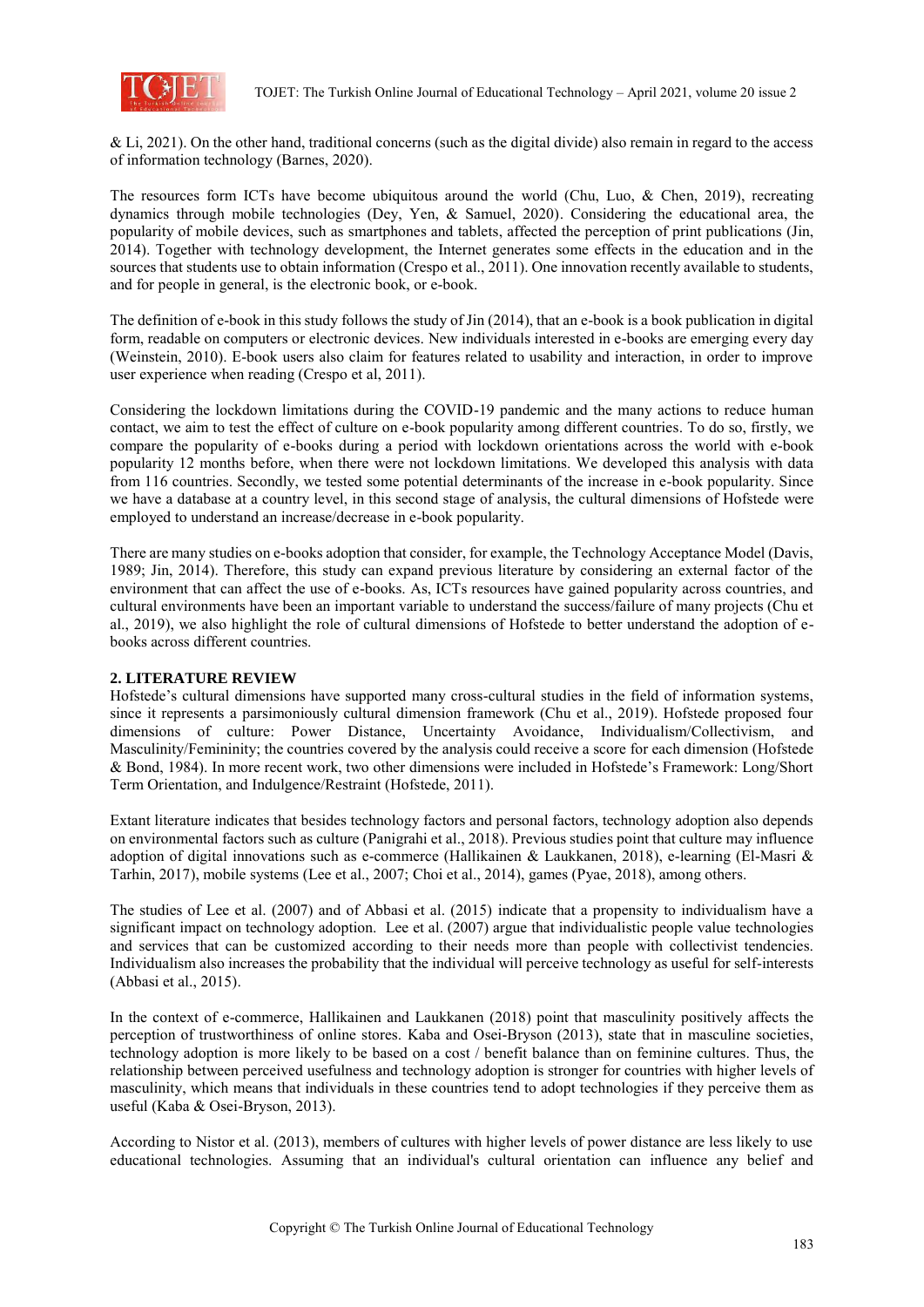& Li, 2021). On the other hand, traditional concerns (such as the digital divide) also remain in regard to the access of information technology (Barnes, 2020).

The resources form ICTs have become ubiquitous around the world (Chu, Luo, & Chen, 2019), recreating dynamics through mobile technologies (Dey, Yen, & Samuel, 2020). Considering the educational area, the popularity of mobile devices, such as smartphones and tablets, affected the perception of print publications (Jin, 2014). Together with technology development, the Internet generates some effects in the education and in the sources that students use to obtain information (Crespo et al., 2011). One innovation recently available to students, and for people in general, is the electronic book, or e-book.

The definition of e-book in this study follows the study of Jin (2014), that an e-book is a book publication in digital form, readable on computers or electronic devices. New individuals interested in e-books are emerging every day (Weinstein, 2010). E-book users also claim for features related to usability and interaction, in order to improve user experience when reading (Crespo et al, 2011).

Considering the lockdown limitations during the COVID-19 pandemic and the many actions to reduce human contact, we aim to test the effect of culture on e-book popularity among different countries. To do so, firstly, we compare the popularity of e-books during a period with lockdown orientations across the world with e-book popularity 12 months before, when there were not lockdown limitations. We developed this analysis with data from 116 countries. Secondly, we tested some potential determinants of the increase in e-book popularity. Since we have a database at a country level, in this second stage of analysis, the cultural dimensions of Hofstede were employed to understand an increase/decrease in e-book popularity.

There are many studies on e-books adoption that consider, for example, the Technology Acceptance Model (Davis, 1989; Jin, 2014). Therefore, this study can expand previous literature by considering an external factor of the environment that can affect the use of e-books. As, ICTs resources have gained popularity across countries, and cultural environments have been an important variable to understand the success/failure of many projects (Chu et al., 2019), we also highlight the role of cultural dimensions of Hofstede to better understand the adoption of e-books across different countries.

## 2. LITERATURE REVIEW

Hofstede's cultural dimensions have supported many cross-cultural studies in the field of information systems, since it represents a parsimoniously cultural dimension framework (Chu et al., 2019). Hofstede proposed four dimensions of culture: Power Distance, Uncertainty Avoidance, Individualism/Collectivism, and Masculinity/Femininity; the countries covered by the analysis could receive a score for each dimension (Hofstede & Bond, 1984). In more recent work, two other dimensions were included in Hofstede's Framework: Long/Short Term Orientation, and Indulgence/Restraint (Hofstede, 2011).

Extant literature indicates that besides technology factors and personal factors, technology adoption also depends on environmental factors such as culture (Panigrahi et al., 2018). Previous studies point that culture may influence adoption of digital innovations such as e-commerce (Hallikainen & Laukkanen, 2018), e-learning (El-Masri & Tarhin, 2017), mobile systems (Lee et al., 2007; Choi et al., 2014), games (Pyae, 2018), among others.

The studies of Lee et al. (2007) and of Abbasi et al. (2015) indicate that a propensity to individualism have a significant impact on technology adoption. Lee et al. (2007) argue that individualistic people value technologies and services that can be customized according to their needs more than people with collectivist tendencies. Individualism also increases the probability that the individual will perceive technology as useful for self-interests (Abbasi et al., 2015).

In the context of e-commerce, Hallikainen and Laukkanen (2018) point that masculinity positively affects the perception of trustworthiness of online stores. Kaba and Osei-Bryson (2013), state that in masculine societies, technology adoption is more likely to be based on a cost / benefit balance than on feminine cultures. Thus, the relationship between perceived usefulness and technology adoption is stronger for countries with higher levels of masculinity, which means that individuals in these countries tend to adopt technologies if they perceive them as useful (Kaba & Osei-Bryson, 2013).

According to Nistor et al. (2013), members of cultures with higher levels of power distance are less likely to use educational technologies. Assuming that an individual's cultural orientation can influence any belief and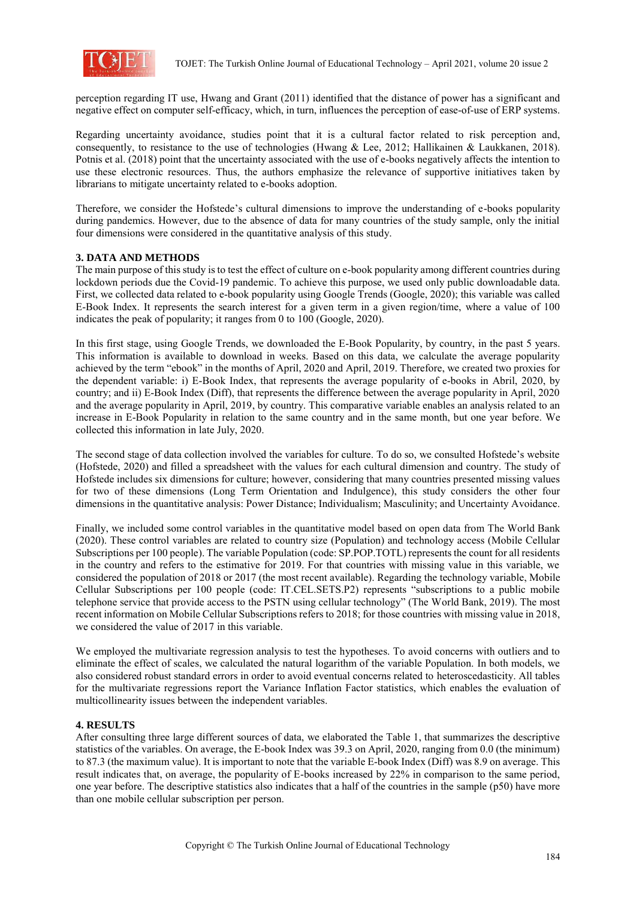perception regarding IT use, Hwang and Grant (2011) identified that the distance of power has a significant and negative effect on computer self-efficacy, which, in turn, influences the perception of ease-of-use of ERP systems.

Regarding uncertainty avoidance, studies point that it is a cultural factor related to risk perception and, consequently, to resistance to the use of technologies (Hwang & Lee, 2012; Hallikainen & Laukkanen, 2018). Potnis et al. (2018) point that the uncertainty associated with the use of e-books negatively affects the intention to use these electronic resources. Thus, the authors emphasize the relevance of supportive initiatives taken by librarians to mitigate uncertainty related to e-books adoption.

Therefore, we consider the Hofstede's cultural dimensions to improve the understanding of e-books popularity during pandemics. However, due to the absence of data for many countries of the study sample, only the initial four dimensions were considered in the quantitative analysis of this study.

## 3. DATA AND METHODS

The main purpose of this study is to test the effect of culture on e-book popularity among different countries during lockdown periods due the Covid-19 pandemic. To achieve this purpose, we used only public downloadable data. First, we collected data related to e-book popularity using Google Trends (Google, 2020); this variable was called E-Book Index. It represents the search interest for a given term in a given region/time, where a value of 100 indicates the peak of popularity; it ranges from 0 to 100 (Google, 2020).

In this first stage, using Google Trends, we downloaded the E-Book Popularity, by country, in the past 5 years. This information is available to download in weeks. Based on this data, we calculate the average popularity achieved by the term "ebook" in the months of April, 2020 and April, 2019. Therefore, we created two proxies for the dependent variable: i) E-Book Index, that represents the average popularity of e-books in Abril, 2020, by country; and ii) E-Book Index (Diff), that represents the difference between the average popularity in April, 2020 and the average popularity in April, 2019, by country. This comparative variable enables an analysis related to an increase in E-Book Popularity in relation to the same country and in the same month, but one year before. We collected this information in late July, 2020.

The second stage of data collection involved the variables for culture. To do so, we consulted Hofstede's website (Hofstede, 2020) and filled a spreadsheet with the values for each cultural dimension and country. The study of Hofstede includes six dimensions for culture; however, considering that many countries presented missing values for two of these dimensions (Long Term Orientation and Indulgence), this study considers the other four dimensions in the quantitative analysis: Power Distance; Individualism; Masculinity; and Uncertainty Avoidance.

Finally, we included some control variables in the quantitative model based on open data from The World Bank (2020). These control variables are related to country size (Population) and technology access (Mobile Cellular Subscriptions per 100 people). The variable Population (code: SP.POP.TOTL) represents the count for all residents in the country and refers to the estimative for 2019. For that countries with missing value in this variable, we considered the population of 2018 or 2017 (the most recent available). Regarding the technology variable, Mobile Cellular Subscriptions per 100 people (code: IT.CEL.SETS.P2) represents "subscriptions to a public mobile telephone service that provide access to the PSTN using cellular technology" (The World Bank, 2019). The most recent information on Mobile Cellular Subscriptions refers to 2018; for those countries with missing value in 2018, we considered the value of 2017 in this variable.

We employed the multivariate regression analysis to test the hypotheses. To avoid concerns with outliers and to eliminate the effect of scales, we calculated the natural logarithm of the variable Population. In both models, we also considered robust standard errors in order to avoid eventual concerns related to heteroscedasticity. All tables for the multivariate regressions report the Variance Inflation Factor statistics, which enables the evaluation of multicollinearity issues between the independent variables.

## 4. RESULTS

After consulting three large different sources of data, we elaborated the Table 1, that summarizes the descriptive statistics of the variables. On average, the E-book Index was 39.3 on April, 2020, ranging from 0.0 (the minimum) to 87.3 (the maximum value). It is important to note that the variable E-book Index (Diff) was 8.9 on average. This result indicates that, on average, the popularity of E-books increased by 22% in comparison to the same period, one year before. The descriptive statistics also indicates that a half of the countries in the sample (p50) have more than one mobile cellular subscription per person.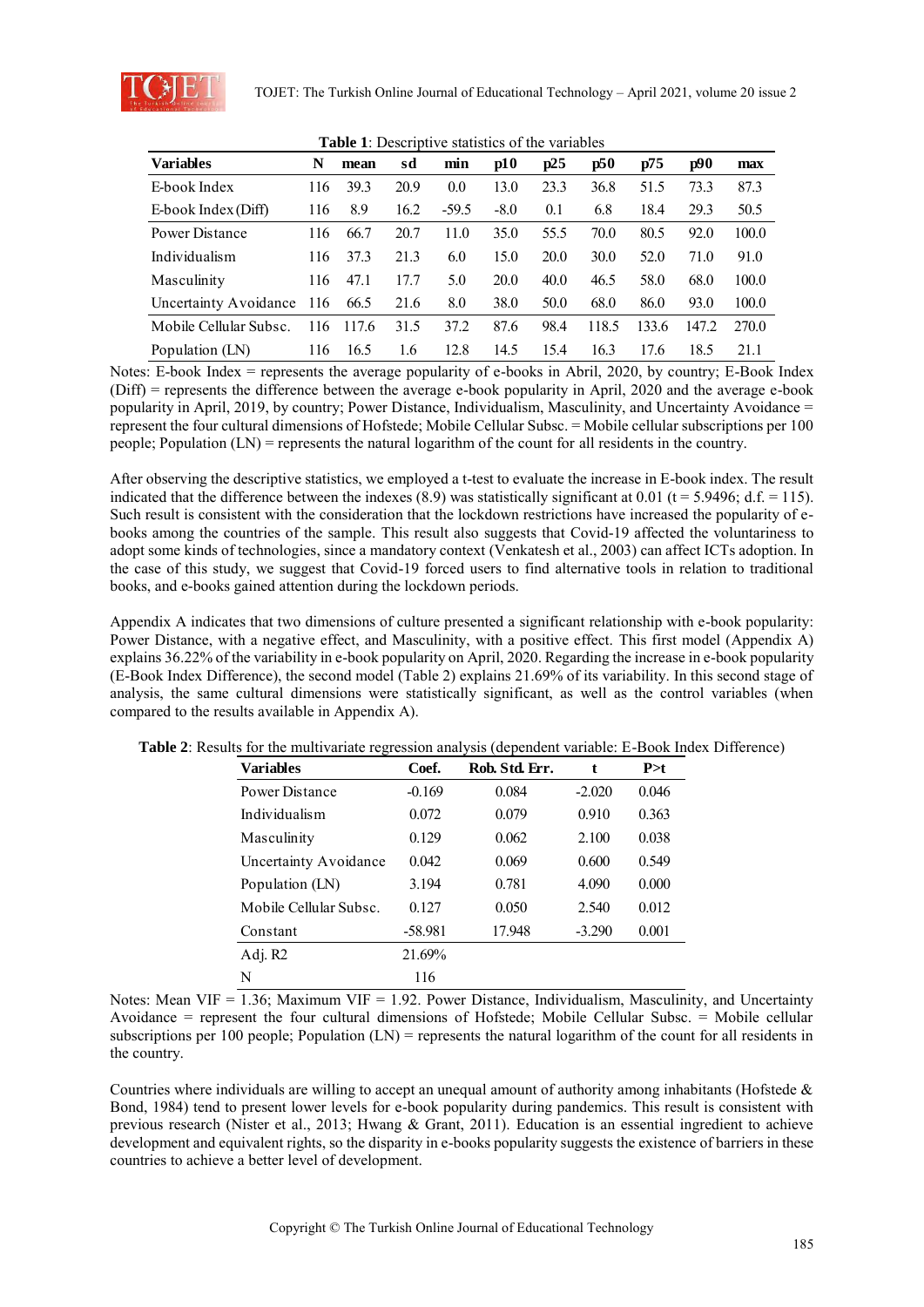**Table 1**: Descriptive statistics of the variables

| Variables | N | mean | sd | min | p10 | p25 | p50 | p75 | p90 | max |
|---|---|---|---|---|---|---|---|---|---|---|
| E-book Index | 116 | 39.3 | 20.9 | 0.0 | 13.0 | 23.3 | 36.8 | 51.5 | 73.3 | 87.3 |
| E-book Index (Diff) | 116 | 8.9 | 16.2 | -59.5 | -8.0 | 0.1 | 6.8 | 18.4 | 29.3 | 50.5 |
| Power Distance | 116 | 66.7 | 20.7 | 11.0 | 35.0 | 55.5 | 70.0 | 80.5 | 92.0 | 100.0 |
| Individualism | 116 | 37.3 | 21.3 | 6.0 | 15.0 | 20.0 | 30.0 | 52.0 | 71.0 | 91.0 |
| Masculinity | 116 | 47.1 | 17.7 | 5.0 | 20.0 | 40.0 | 46.5 | 58.0 | 68.0 | 100.0 |
| Uncertainty Avoidance | 116 | 66.5 | 21.6 | 8.0 | 38.0 | 50.0 | 68.0 | 86.0 | 93.0 | 100.0 |
| Mobile Cellular Subsc. | 116 | 117.6 | 31.5 | 37.2 | 87.6 | 98.4 | 118.5 | 133.6 | 147.2 | 270.0 |
| Population (LN) | 116 | 16.5 | 1.6 | 12.8 | 14.5 | 15.4 | 16.3 | 17.6 | 18.5 | 21.1 |

Notes: E-book Index = represents the average popularity of e-books in Abril, 2020, by country; E-Book Index (Diff) = represents the difference between the average e-book popularity in April, 2020 and the average e-book popularity in April, 2019, by country; Power Distance, Individualism, Masculinity, and Uncertainty Avoidance = represent the four cultural dimensions of Hofstede; Mobile Cellular Subsc. = Mobile cellular subscriptions per 100 people; Population (LN) = represents the natural logarithm of the count for all residents in the country.

After observing the descriptive statistics, we employed a t-test to evaluate the increase in E-book index. The result indicated that the difference between the indexes (8.9) was statistically significant at 0.01 (t = 5.9496; d.f. = 115). Such result is consistent with the consideration that the lockdown restrictions have increased the popularity of e-books among the countries of the sample. This result also suggests that Covid-19 affected the voluntariness to adopt some kinds of technologies, since a mandatory context (Venkatesh et al., 2003) can affect ICTs adoption. In the case of this study, we suggest that Covid-19 forced users to find alternative tools in relation to traditional books, and e-books gained attention during the lockdown periods.

Appendix A indicates that two dimensions of culture presented a significant relationship with e-book popularity: Power Distance, with a negative effect, and Masculinity, with a positive effect. This first model (Appendix A) explains 36.22% of the variability in e-book popularity on April, 2020. Regarding the increase in e-book popularity (E-Book Index Difference), the second model (Table 2) explains 21.69% of its variability. In this second stage of analysis, the same cultural dimensions were statistically significant, as well as the control variables (when compared to the results available in Appendix A).

**Table 2**: Results for the multivariate regression analysis (dependent variable: E-Book Index Difference)

| Variables | Coef. | Rob. Std. Err. | t | P>t |
|---|---|---|---|---|
| Power Distance | -0.169 | 0.084 | -2.020 | 0.046 |
| Individualism | 0.072 | 0.079 | 0.910 | 0.363 |
| Masculinity | 0.129 | 0.062 | 2.100 | 0.038 |
| Uncertainty Avoidance | 0.042 | 0.069 | 0.600 | 0.549 |
| Population (LN) | 3.194 | 0.781 | 4.090 | 0.000 |
| Mobile Cellular Subsc. | 0.127 | 0.050 | 2.540 | 0.012 |
| Constant | -58.981 | 17.948 | -3.290 | 0.001 |
| Adj. R2 | 21.69% | | | |
| N | 116 | | | |

Notes: Mean VIF = 1.36; Maximum VIF = 1.92. Power Distance, Individualism, Masculinity, and Uncertainty Avoidance = represent the four cultural dimensions of Hofstede; Mobile Cellular Subsc. = Mobile cellular subscriptions per 100 people; Population (LN) = represents the natural logarithm of the count for all residents in the country.

Countries where individuals are willing to accept an unequal amount of authority among inhabitants (Hofstede & Bond, 1984) tend to present lower levels for e-book popularity during pandemics. This result is consistent with previous research (Nister et al., 2013; Hwang & Grant, 2011). Education is an essential ingredient to achieve development and equivalent rights, so the disparity in e-books popularity suggests the existence of barriers in these countries to achieve a better level of development.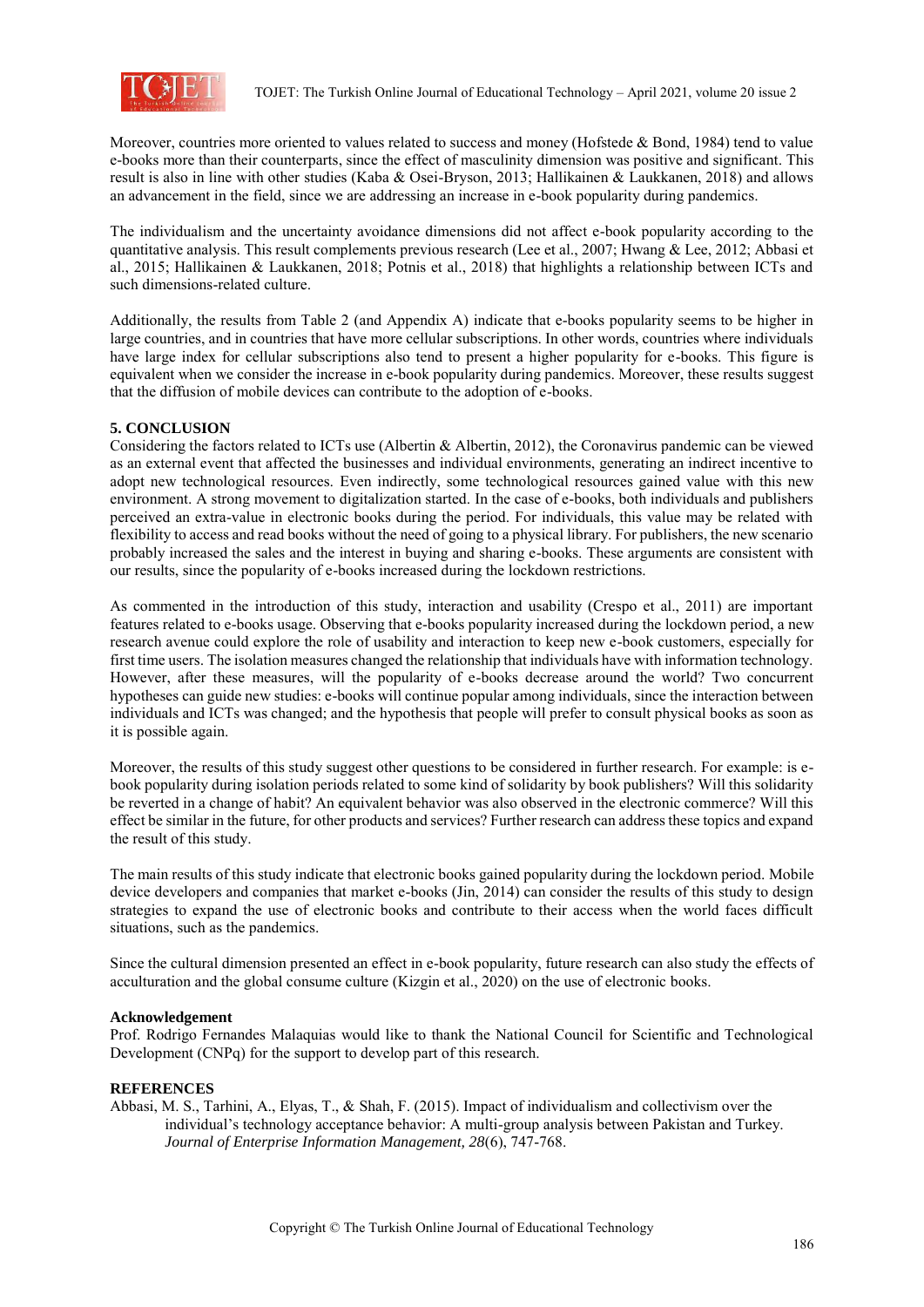Moreover, countries more oriented to values related to success and money (Hofstede & Bond, 1984) tend to value e-books more than their counterparts, since the effect of masculinity dimension was positive and significant. This result is also in line with other studies (Kaba & Osei-Bryson, 2013; Hallikainen & Laukkanen, 2018) and allows an advancement in the field, since we are addressing an increase in e-book popularity during pandemics.

The individualism and the uncertainty avoidance dimensions did not affect e-book popularity according to the quantitative analysis. This result complements previous research (Lee et al., 2007; Hwang & Lee, 2012; Abbasi et al., 2015; Hallikainen & Laukkanen, 2018; Potnis et al., 2018) that highlights a relationship between ICTs and such dimensions-related culture.

Additionally, the results from Table 2 (and Appendix A) indicate that e-books popularity seems to be higher in large countries, and in countries that have more cellular subscriptions. In other words, countries where individuals have large index for cellular subscriptions also tend to present a higher popularity for e-books. This figure is equivalent when we consider the increase in e-book popularity during pandemics. Moreover, these results suggest that the diffusion of mobile devices can contribute to the adoption of e-books.

## 5. CONCLUSION

Considering the factors related to ICTs use (Albertin & Albertin, 2012), the Coronavirus pandemic can be viewed as an external event that affected the businesses and individual environments, generating an indirect incentive to adopt new technological resources. Even indirectly, some technological resources gained value with this new environment. A strong movement to digitalization started. In the case of e-books, both individuals and publishers perceived an extra-value in electronic books during the period. For individuals, this value may be related with flexibility to access and read books without the need of going to a physical library. For publishers, the new scenario probably increased the sales and the interest in buying and sharing e-books. These arguments are consistent with our results, since the popularity of e-books increased during the lockdown restrictions.

As commented in the introduction of this study, interaction and usability (Crespo et al., 2011) are important features related to e-books usage. Observing that e-books popularity increased during the lockdown period, a new research avenue could explore the role of usability and interaction to keep new e-book customers, especially for first time users. The isolation measures changed the relationship that individuals have with information technology. However, after these measures, will the popularity of e-books decrease around the world? Two concurrent hypotheses can guide new studies: e-books will continue popular among individuals, since the interaction between individuals and ICTs was changed; and the hypothesis that people will prefer to consult physical books as soon as it is possible again.

Moreover, the results of this study suggest other questions to be considered in further research. For example: is e-book popularity during isolation periods related to some kind of solidarity by book publishers? Will this solidarity be reverted in a change of habit? An equivalent behavior was also observed in the electronic commerce? Will this effect be similar in the future, for other products and services? Further research can address these topics and expand the result of this study.

The main results of this study indicate that electronic books gained popularity during the lockdown period. Mobile device developers and companies that market e-books (Jin, 2014) can consider the results of this study to design strategies to expand the use of electronic books and contribute to their access when the world faces difficult situations, such as the pandemics.

Since the cultural dimension presented an effect in e-book popularity, future research can also study the effects of acculturation and the global consume culture (Kizgin et al., 2020) on the use of electronic books.

## Acknowledgement

Prof. Rodrigo Fernandes Malaquias would like to thank the National Council for Scientific and Technological Development (CNPq) for the support to develop part of this research.

## REFERENCES

Abbasi, M. S., Tarhini, A., Elyas, T., & Shah, F. (2015). Impact of individualism and collectivism over the individual's technology acceptance behavior: A multi-group analysis between Pakistan and Turkey. *Journal of Enterprise Information Management, 28*(6), 747-768.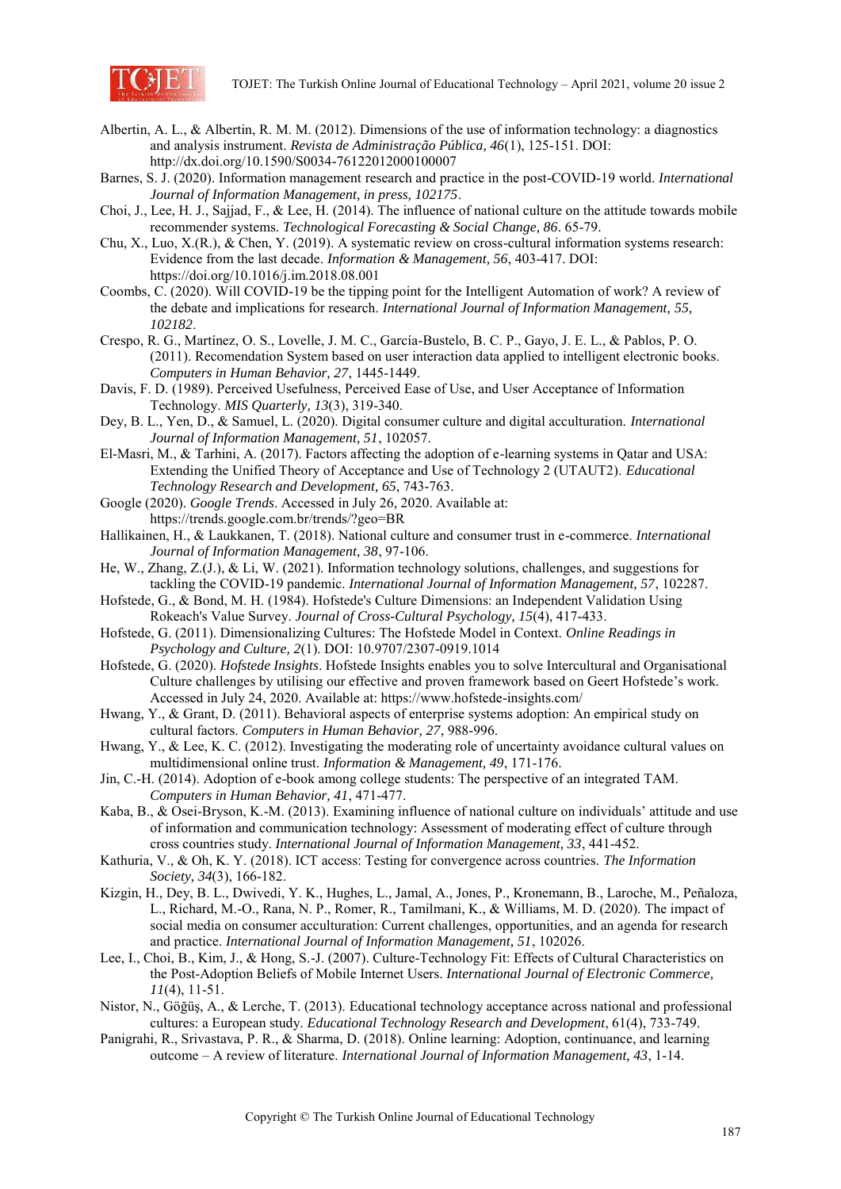Albertin, A. L., & Albertin, R. M. M. (2012). Dimensions of the use of information technology: a diagnostics and analysis instrument. *Revista de Administração Pública, 46*(1), 125-151. DOI: http://dx.doi.org/10.1590/S0034-76122012000100007

Barnes, S. J. (2020). Information management research and practice in the post-COVID-19 world. *International Journal of Information Management, in press, 102175*.

Choi, J., Lee, H. J., Sajjad, F., & Lee, H. (2014). The influence of national culture on the attitude towards mobile recommender systems. *Technological Forecasting & Social Change, 86*. 65-79.

Chu, X., Luo, X.(R.), & Chen, Y. (2019). A systematic review on cross-cultural information systems research: Evidence from the last decade. *Information & Management, 56*, 403-417. DOI: https://doi.org/10.1016/j.im.2018.08.001

Coombs, C. (2020). Will COVID-19 be the tipping point for the Intelligent Automation of work? A review of the debate and implications for research. *International Journal of Information Management, 55, 102182*.

Crespo, R. G., Martínez, O. S., Lovelle, J. M. C., García-Bustelo, B. C. P., Gayo, J. E. L., & Pablos, P. O. (2011). Recomendation System based on user interaction data applied to intelligent electronic books. *Computers in Human Behavior, 27*, 1445-1449.

Davis, F. D. (1989). Perceived Usefulness, Perceived Ease of Use, and User Acceptance of Information Technology. *MIS Quarterly, 13*(3), 319-340.

Dey, B. L., Yen, D., & Samuel, L. (2020). Digital consumer culture and digital acculturation. *International Journal of Information Management, 51*, 102057.

El-Masri, M., & Tarhini, A. (2017). Factors affecting the adoption of e-learning systems in Qatar and USA: Extending the Unified Theory of Acceptance and Use of Technology 2 (UTAUT2). *Educational Technology Research and Development, 65*, 743-763.

Google (2020). *Google Trends*. Accessed in July 26, 2020. Available at: https://trends.google.com.br/trends/?geo=BR

Hallikainen, H., & Laukkanen, T. (2018). National culture and consumer trust in e-commerce. *International Journal of Information Management, 38*, 97-106.

He, W., Zhang, Z.(J.), & Li, W. (2021). Information technology solutions, challenges, and suggestions for tackling the COVID-19 pandemic. *International Journal of Information Management, 57*, 102287.

Hofstede, G., & Bond, M. H. (1984). Hofstede's Culture Dimensions: An Independent Validation Using Rokeach's Value Survey. *Journal of Cross-Cultural Psychology, 15*(4), 417-433.

Hofstede, G. (2011). Dimensionalizing Cultures: The Hofstede Model in Context. *Online Readings in Psychology and Culture, 2*(1). DOI: 10.9707/2307-0919.1014

Hofstede, G. (2020). *Hofstede Insights*. Hofstede Insights enables you to solve Intercultural and Organisational Culture challenges by utilising our effective and proven framework based on Geert Hofstede's work. Accessed in July 24, 2020. Available at: https://www.hofstede-insights.com/

Hwang, Y., & Grant, D. (2011). Behavioral aspects of enterprise systems adoption: An empirical study on cultural factors. *Computers in Human Behavior, 27*, 988-996.

Hwang, Y., & Lee, K. C. (2012). Investigating the moderating role of uncertainty avoidance cultural values on multidimensional online trust. *Information & Management, 49*, 171-176.

Jin, C.-H. (2014). Adoption of e-book among college students: The perspective of an integrated TAM. *Computers in Human Behavior, 41*, 471-477.

Kaba, B., & Osei-Bryson, K.-M. (2013). Examining influence of national culture on individuals' attitude and use of information and communication technology: Assessment of moderating effect of culture through cross countries study. *International Journal of Information Management, 33*, 441-452.

Kathuria, V., & Oh, K. Y. (2018). ICT access: Testing for convergence across countries. *The Information Society, 34*(3), 166-182.

Kizgin, H., Dey, B. L., Dwivedi, Y. K., Hughes, L., Jamal, A., Jones, P., Kronemann, B., Laroche, M., Peñaloza, L., Richard, M.-O., Rana, N. P., Romer, R., Tamilmani, K., & Williams, M. D. (2020). The impact of social media on consumer acculturation: Current challenges, opportunities, and an agenda for research and practice. *International Journal of Information Management, 51*, 102026.

Lee, I., Choi, B., Kim, J., & Hong, S.-J. (2007). Culture-Technology Fit: Effects of Cultural Characteristics on the Post-Adoption Beliefs of Mobile Internet Users. *International Journal of Electronic Commerce, 11*(4), 11-51.

Nistor, N., Göğüş, A., & Lerche, T. (2013). Educational technology acceptance across national and professional cultures: a European study. *Educational Technology Research and Development*, 61(4), 733-749.

Panigrahi, R., Srivastava, P. R., & Sharma, D. (2018). Online learning: Adoption, continuance, and learning outcome – A review of literature. *International Journal of Information Management, 43*, 1-14.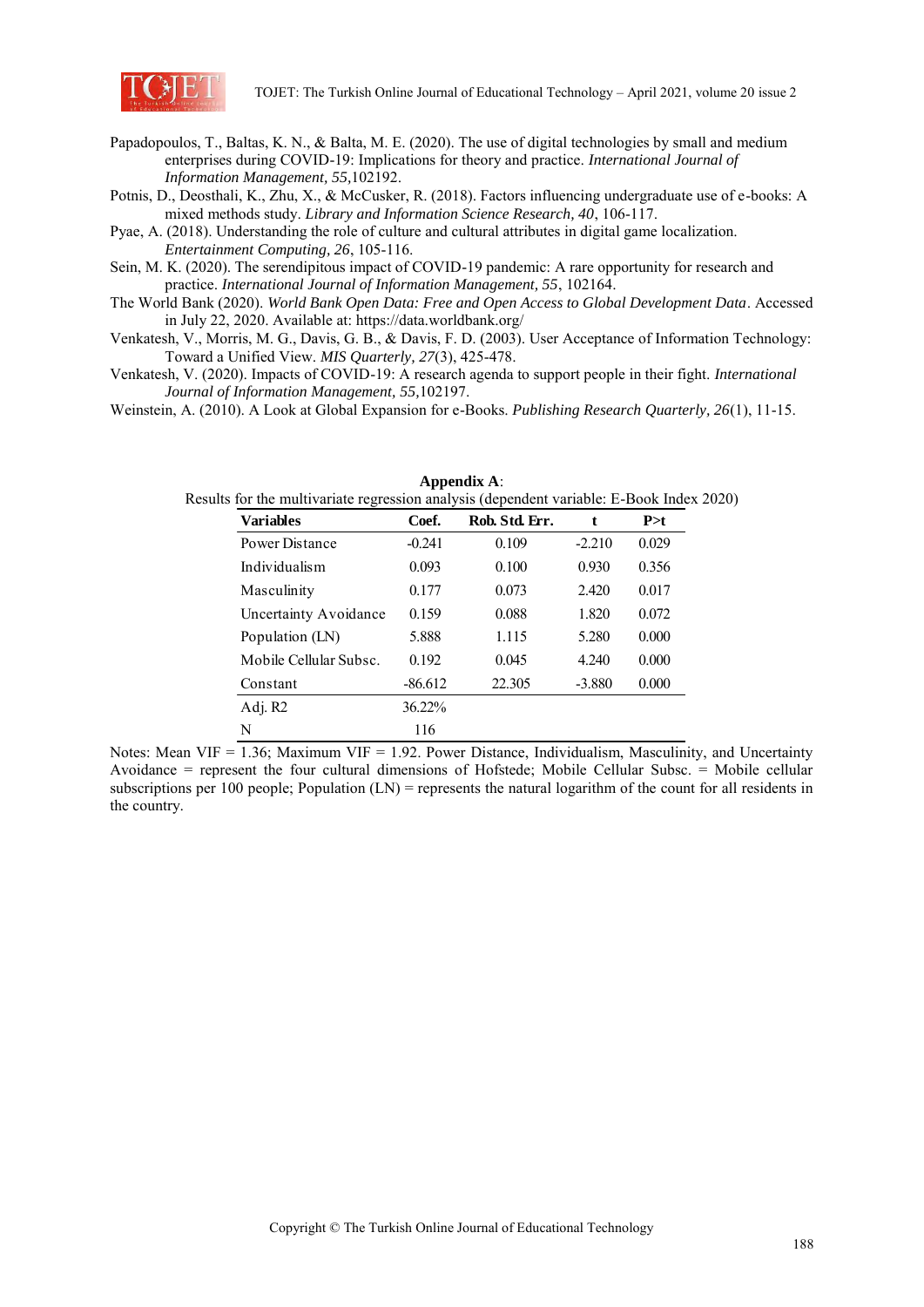Papadopoulos, T., Baltas, K. N., & Balta, M. E. (2020). The use of digital technologies by small and medium enterprises during COVID-19: Implications for theory and practice. *International Journal of Information Management, 55,*102192.

Potnis, D., Deosthali, K., Zhu, X., & McCusker, R. (2018). Factors influencing undergraduate use of e-books: A mixed methods study. *Library and Information Science Research, 40*, 106-117.

Pyae, A. (2018). Understanding the role of culture and cultural attributes in digital game localization. *Entertainment Computing, 26*, 105-116.

Sein, M. K. (2020). The serendipitous impact of COVID-19 pandemic: A rare opportunity for research and practice. *International Journal of Information Management, 55*, 102164.

The World Bank (2020). *World Bank Open Data: Free and Open Access to Global Development Data*. Accessed in July 22, 2020. Available at: https://data.worldbank.org/

Venkatesh, V., Morris, M. G., Davis, G. B., & Davis, F. D. (2003). User Acceptance of Information Technology: Toward a Unified View. *MIS Quarterly, 27*(3), 425-478.

Venkatesh, V. (2020). Impacts of COVID-19: A research agenda to support people in their fight. *International Journal of Information Management, 55,*102197.

Weinstein, A. (2010). A Look at Global Expansion for e-Books. *Publishing Research Quarterly, 26*(1), 11-15.

**Appendix A**:

Results for the multivariate regression analysis (dependent variable: E-Book Index 2020)

| Variables | Coef. | Rob. Std. Err. | t | P>t |
|---|---|---|---|---|
| Power Distance | -0.241 | 0.109 | -2.210 | 0.029 |
| Individualism | 0.093 | 0.100 | 0.930 | 0.356 |
| Masculinity | 0.177 | 0.073 | 2.420 | 0.017 |
| Uncertainty Avoidance | 0.159 | 0.088 | 1.820 | 0.072 |
| Population (LN) | 5.888 | 1.115 | 5.280 | 0.000 |
| Mobile Cellular Subsc. | 0.192 | 0.045 | 4.240 | 0.000 |
| Constant | -86.612 | 22.305 | -3.880 | 0.000 |
| Adj. R2 | 36.22% | | | |
| N | 116 | | | |

Notes: Mean VIF = 1.36; Maximum VIF = 1.92. Power Distance, Individualism, Masculinity, and Uncertainty Avoidance = represent the four cultural dimensions of Hofstede; Mobile Cellular Subsc. = Mobile cellular subscriptions per 100 people; Population (LN) = represents the natural logarithm of the count for all residents in the country.